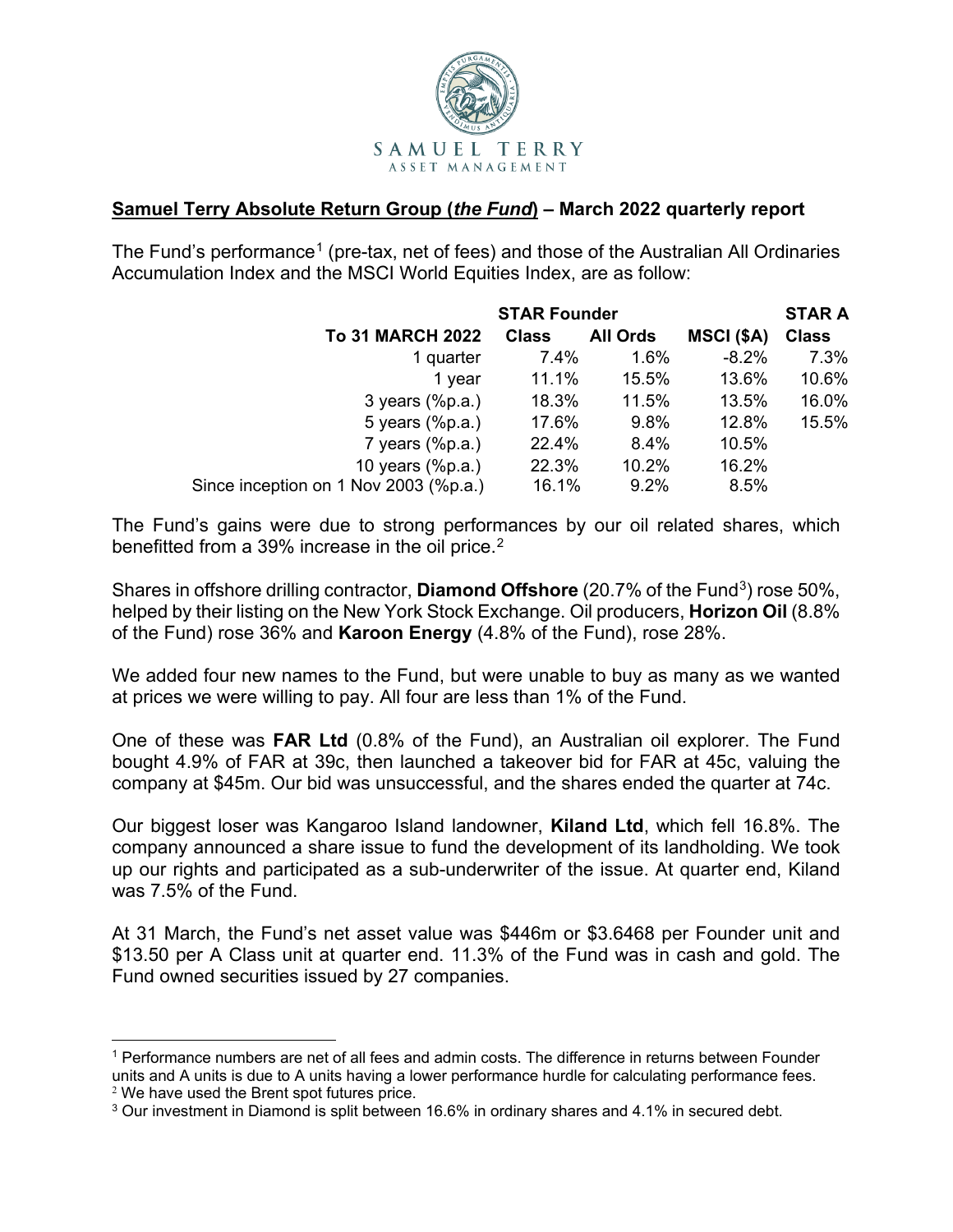SAMUEL TERRY
ASSET MANAGEMENT

## **Samuel Terry Absolute Return Group (*the Fund*) – March 2022 quarterly report**

The Fund's performance[1] (pre-tax, net of fees) and those of the Australian All Ordinaries Accumulation Index and the MSCI World Equities Index, are as follow:

| To 31 MARCH 2022 | STAR Founder Class | All Ords | MSCI ($A) | STAR A Class |
|---|---|---|---|---|
| 1 quarter | 7.4% | 1.6% | -8.2% | 7.3% |
| 1 year | 11.1% | 15.5% | 13.6% | 10.6% |
| 3 years (%p.a.) | 18.3% | 11.5% | 13.5% | 16.0% |
| 5 years (%p.a.) | 17.6% | 9.8% | 12.8% | 15.5% |
| 7 years (%p.a.) | 22.4% | 8.4% | 10.5% | |
| 10 years (%p.a.) | 22.3% | 10.2% | 16.2% | |
| Since inception on 1 Nov 2003 (%p.a.) | 16.1% | 9.2% | 8.5% | |

The Fund's gains were due to strong performances by our oil related shares, which benefitted from a 39% increase in the oil price.[2]

Shares in offshore drilling contractor, **Diamond Offshore** (20.7% of the Fund[3]) rose 50%, helped by their listing on the New York Stock Exchange. Oil producers, **Horizon Oil** (8.8% of the Fund) rose 36% and **Karoon Energy** (4.8% of the Fund), rose 28%.

We added four new names to the Fund, but were unable to buy as many as we wanted at prices we were willing to pay. All four are less than 1% of the Fund.

One of these was **FAR Ltd** (0.8% of the Fund), an Australian oil explorer. The Fund bought 4.9% of FAR at 39c, then launched a takeover bid for FAR at 45c, valuing the company at $45m. Our bid was unsuccessful, and the shares ended the quarter at 74c.

Our biggest loser was Kangaroo Island landowner, **Kiland Ltd**, which fell 16.8%. The company announced a share issue to fund the development of its landholding. We took up our rights and participated as a sub-underwriter of the issue. At quarter end, Kiland was 7.5% of the Fund.

At 31 March, the Fund's net asset value was $446m or $3.6468 per Founder unit and $13.50 per A Class unit at quarter end. 11.3% of the Fund was in cash and gold. The Fund owned securities issued by 27 companies.

---

[1] Performance numbers are net of all fees and admin costs. The difference in returns between Founder units and A units is due to A units having a lower performance hurdle for calculating performance fees.

[2] We have used the Brent spot futures price.

[3] Our investment in Diamond is split between 16.6% in ordinary shares and 4.1% in secured debt.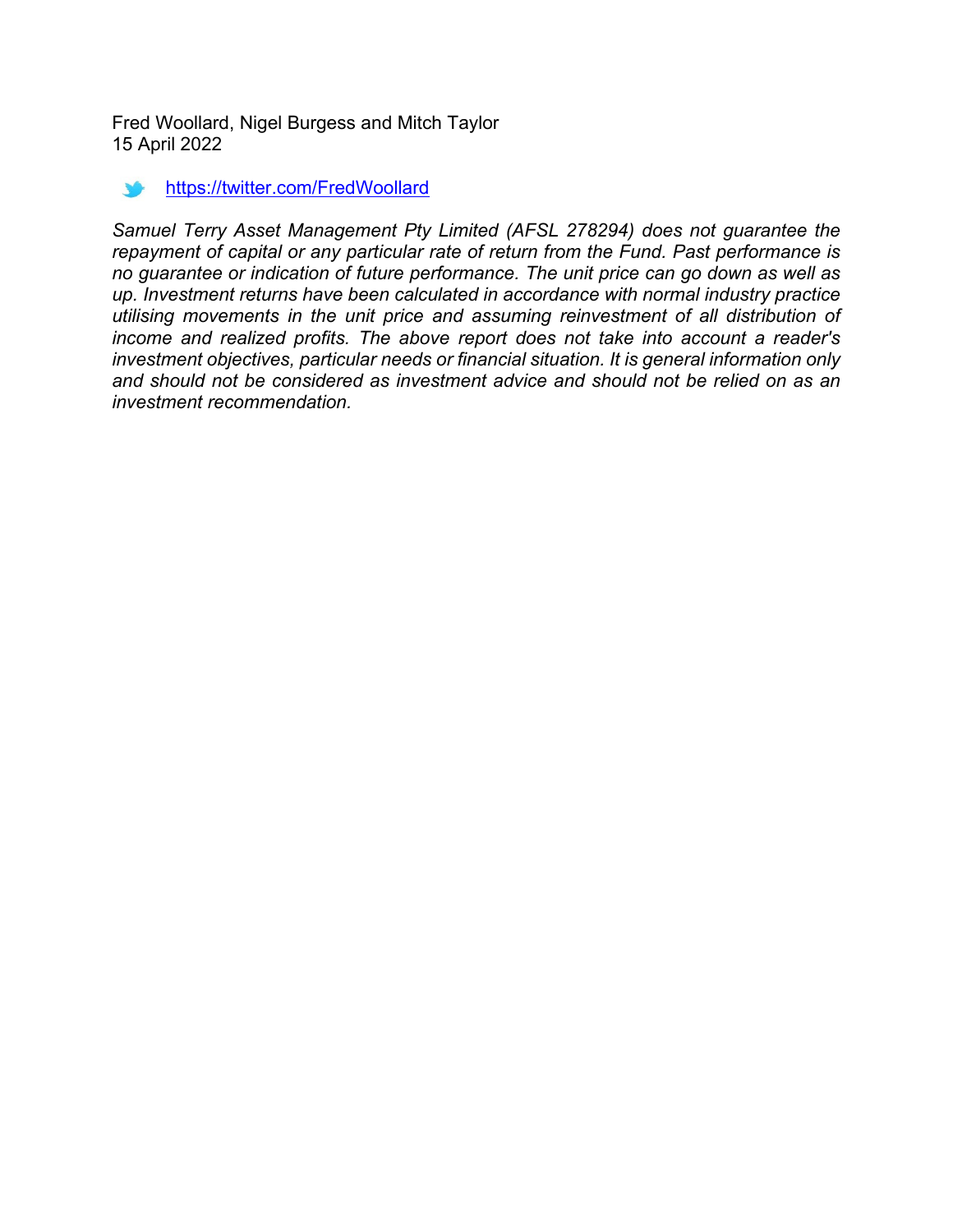Fred Woollard, Nigel Burgess and Mitch Taylor
15 April 2022

https://twitter.com/FredWoollard

*Samuel Terry Asset Management Pty Limited (AFSL 278294) does not guarantee the repayment of capital or any particular rate of return from the Fund. Past performance is no guarantee or indication of future performance. The unit price can go down as well as up. Investment returns have been calculated in accordance with normal industry practice utilising movements in the unit price and assuming reinvestment of all distribution of income and realized profits. The above report does not take into account a reader's investment objectives, particular needs or financial situation. It is general information only and should not be considered as investment advice and should not be relied on as an investment recommendation.*